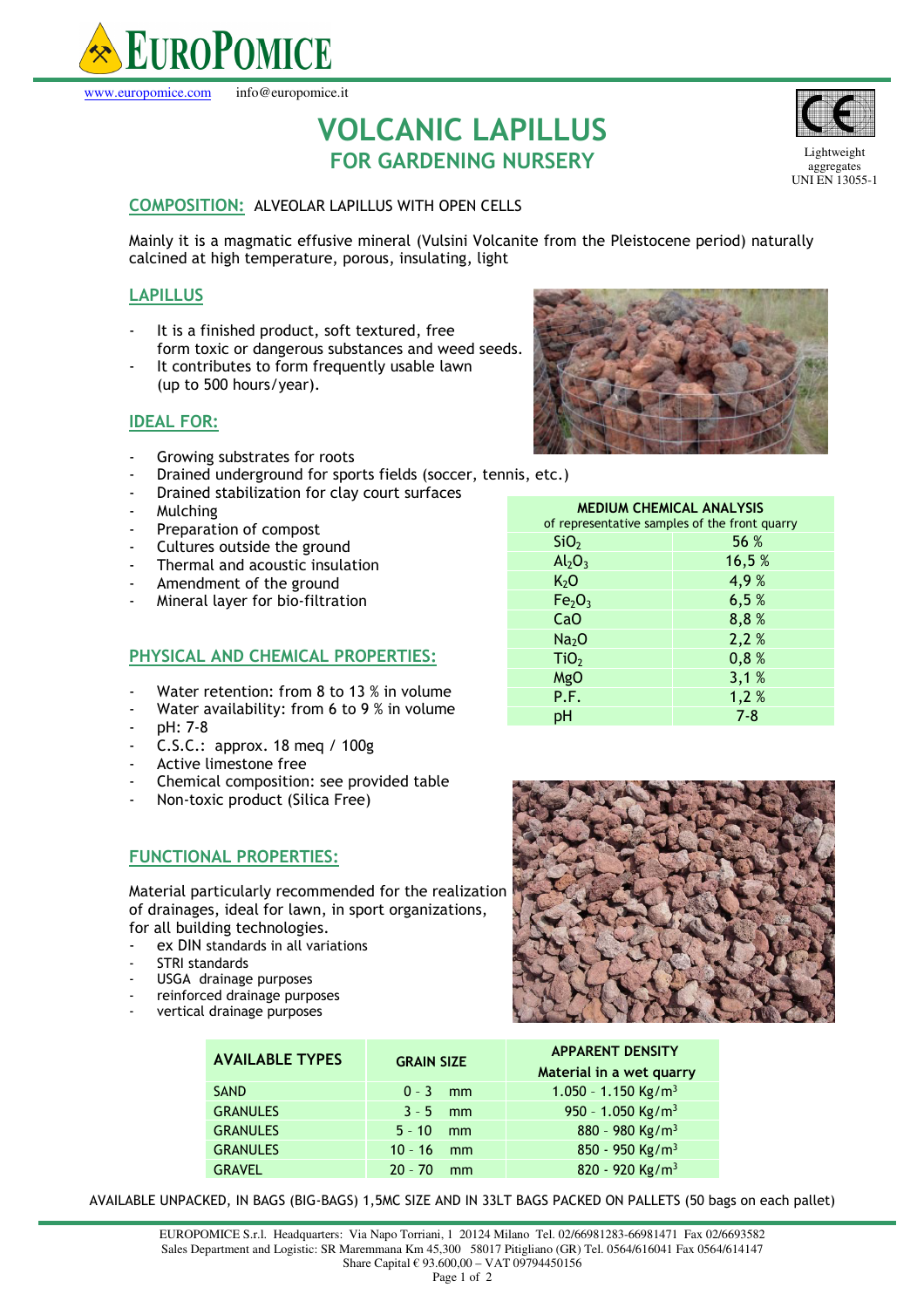# EUROPOMICE

www.europomice.com info@europomice.it

Lightweight aggregates UNI EN 13055-1

# VOLCANIC LAPILLUS
## FOR GARDENING NURSERY

**COMPOSITION:** ALVEOLAR LAPILLUS WITH OPEN CELLS

Mainly it is a magmatic effusive mineral (Vulsini Volcanite from the Pleistocene period) naturally calcined at high temperature, porous, insulating, light

## LAPILLUS

- It is a finished product, soft textured, free form toxic or dangerous substances and weed seeds.
- It contributes to form frequently usable lawn (up to 500 hours/year).

## IDEAL FOR:

- Growing substrates for roots
- Drained underground for sports fields (soccer, tennis, etc.)
- Drained stabilization for clay court surfaces
- Mulching
- Preparation of compost
- Cultures outside the ground
- Thermal and acoustic insulation
- Amendment of the ground
- Mineral layer for bio-filtration

**MEDIUM CHEMICAL ANALYSIS**
of representative samples of the front quarry

| | |
|---|---|
| $SiO_2$ | 56 % |
| $Al_2O_3$ | 16,5 % |
| $K_2O$ | 4,9 % |
| $Fe_2O_3$ | 6,5 % |
| CaO | 8,8 % |
| $Na_2O$ | 2,2 % |
| $TiO_2$ | 0,8 % |
| MgO | 3,1 % |
| P.F. | 1,2 % |
| pH | 7-8 |

## PHYSICAL AND CHEMICAL PROPERTIES:

- Water retention: from 8 to 13 % in volume
- Water availability: from 6 to 9 % in volume
- pH: 7-8
- C.S.C.: approx. 18 meq / 100g
- Active limestone free
- Chemical composition: see provided table
- Non-toxic product (Silica Free)

## FUNCTIONAL PROPERTIES:

Material particularly recommended for the realization of drainages, ideal for lawn, in sport organizations, for all building technologies.

- ex DIN standards in all variations
- STRI standards
- USGA drainage purposes
- reinforced drainage purposes
- vertical drainage purposes

| AVAILABLE TYPES | GRAIN SIZE | APPARENT DENSITY Material in a wet quarry |
|---|---|---|
| SAND | 0 - 3 mm | 1.050 - 1.150 Kg/m³ |
| GRANULES | 3 - 5 mm | 950 - 1.050 Kg/m³ |
| GRANULES | 5 - 10 mm | 880 - 980 Kg/m³ |
| GRANULES | 10 - 16 mm | 850 - 950 Kg/m³ |
| GRAVEL | 20 - 70 mm | 820 - 920 Kg/m³ |

AVAILABLE UNPACKED, IN BAGS (BIG-BAGS) 1,5MC SIZE AND IN 33LT BAGS PACKED ON PALLETS (50 bags on each pallet)

EUROPOMICE S.r.l. Headquarters: Via Napo Torriani, 1 20124 Milano Tel. 02/66981283-66981471 Fax 02/6693582
Sales Department and Logistic: SR Maremmana Km 45,300 58017 Pitigliano (GR) Tel. 0564/616041 Fax 0564/614147
Share Capital € 93.600,00 – VAT 09794450156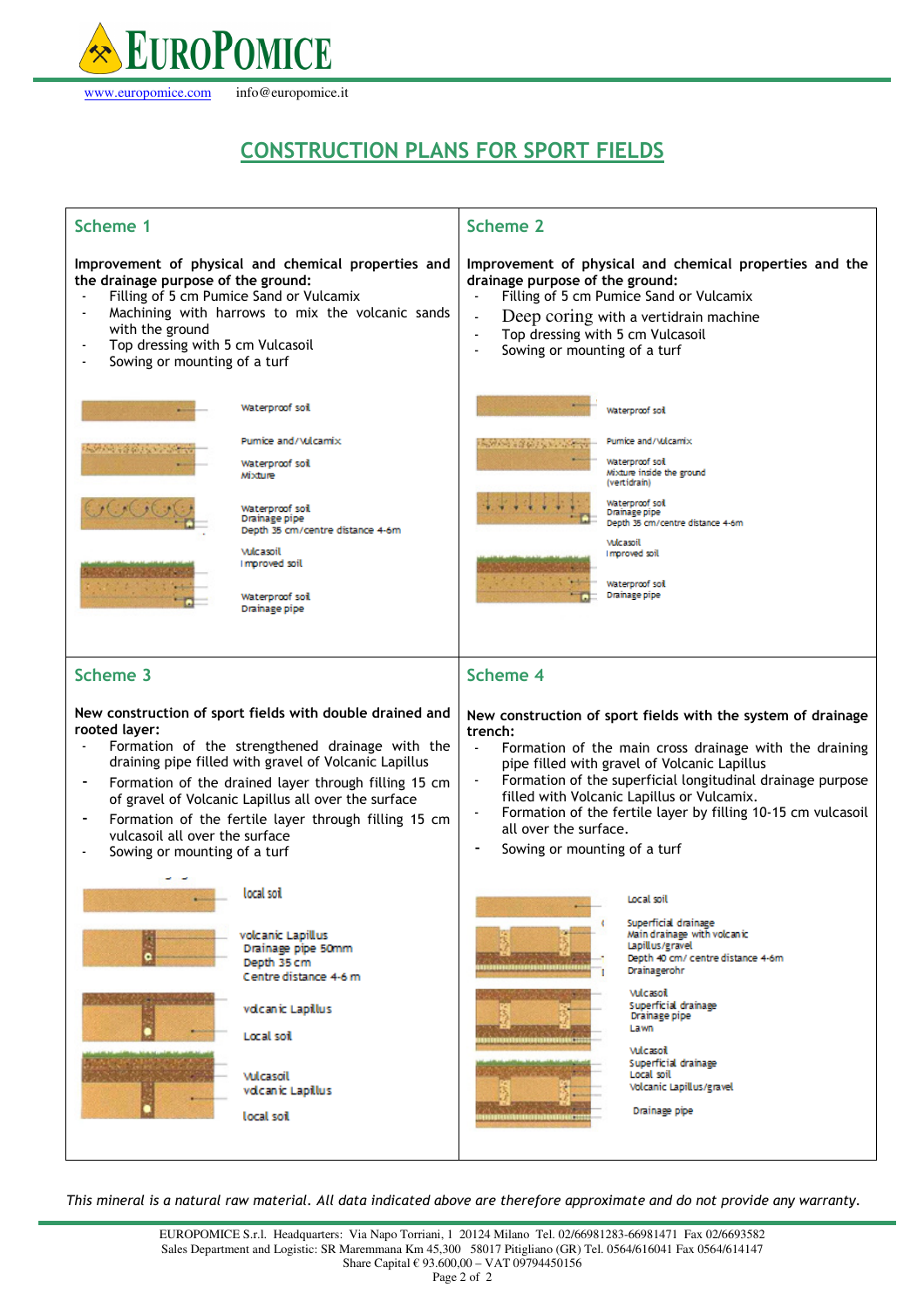# CONSTRUCTION PLANS FOR SPORT FIELDS

## Scheme 1

**Improvement of physical and chemical properties and the drainage purpose of the ground:**

- Filling of 5 cm Pumice Sand or Vulcamix
- Machining with harrows to mix the volcanic sands with the ground
- Top dressing with 5 cm Vulcasoil
- Sowing or mounting of a turf

Waterproof soil

Pumice and/Vulcamix

Waterproof soil
Mixture

Waterproof soil
Drainage pipe
Depth 35 cm/centre distance 4-6m

Vulcasoil
Improved soil

Waterproof soil
Drainage pipe

## Scheme 2

**Improvement of physical and chemical properties and the drainage purpose of the ground:**

- Filling of 5 cm Pumice Sand or Vulcamix
- Deep coring with a vertidrain machine
- Top dressing with 5 cm Vulcasoil
- Sowing or mounting of a turf

Waterproof soil

Pumice and/Vulcamix

Waterproof soil
Mixture inside the ground (vertidrain)

Waterproof soil
Drainage pipe
Depth 35 cm/centre distance 4-6m

Vulcasoil
Improved soil

Waterproof soil
Drainage pipe

## Scheme 3

**New construction of sport fields with double drained and rooted layer:**

- Formation of the strengthened drainage with the draining pipe filled with gravel of Volcanic Lapillus
- Formation of the drained layer through filling 15 cm of gravel of Volcanic Lapillus all over the surface
- Formation of the fertile layer through filling 15 cm vulcasoil all over the surface
- Sowing or mounting of a turf

local soil

volcanic Lapillus
Drainage pipe 50mm
Depth 35 cm
Centre distance 4-6 m

volcanic Lapillus

Local soil

Vulcasoil
volcanic Lapillus

local soil

## Scheme 4

**New construction of sport fields with the system of drainage trench:**

- Formation of the main cross drainage with the draining pipe filled with gravel of Volcanic Lapillus
- Formation of the superficial longitudinal drainage purpose filled with Volcanic Lapillus or Vulcamix.
- Formation of the fertile layer by filling 10-15 cm vulcasoil all over the surface.
- Sowing or mounting of a turf

Local soil

Superficial drainage
Main drainage with volcanic Lapillus/gravel
Depth 40 cm/ centre distance 4-6m
Drainagerohr

Vulcasoil
Superficial drainage
Drainage pipe
Lawn

Vulcasoil
Superficial drainage
Local soil
Volcanic Lapillus/gravel

Drainage pipe

*This mineral is a natural raw material. All data indicated above are therefore approximate and do not provide any warranty.*